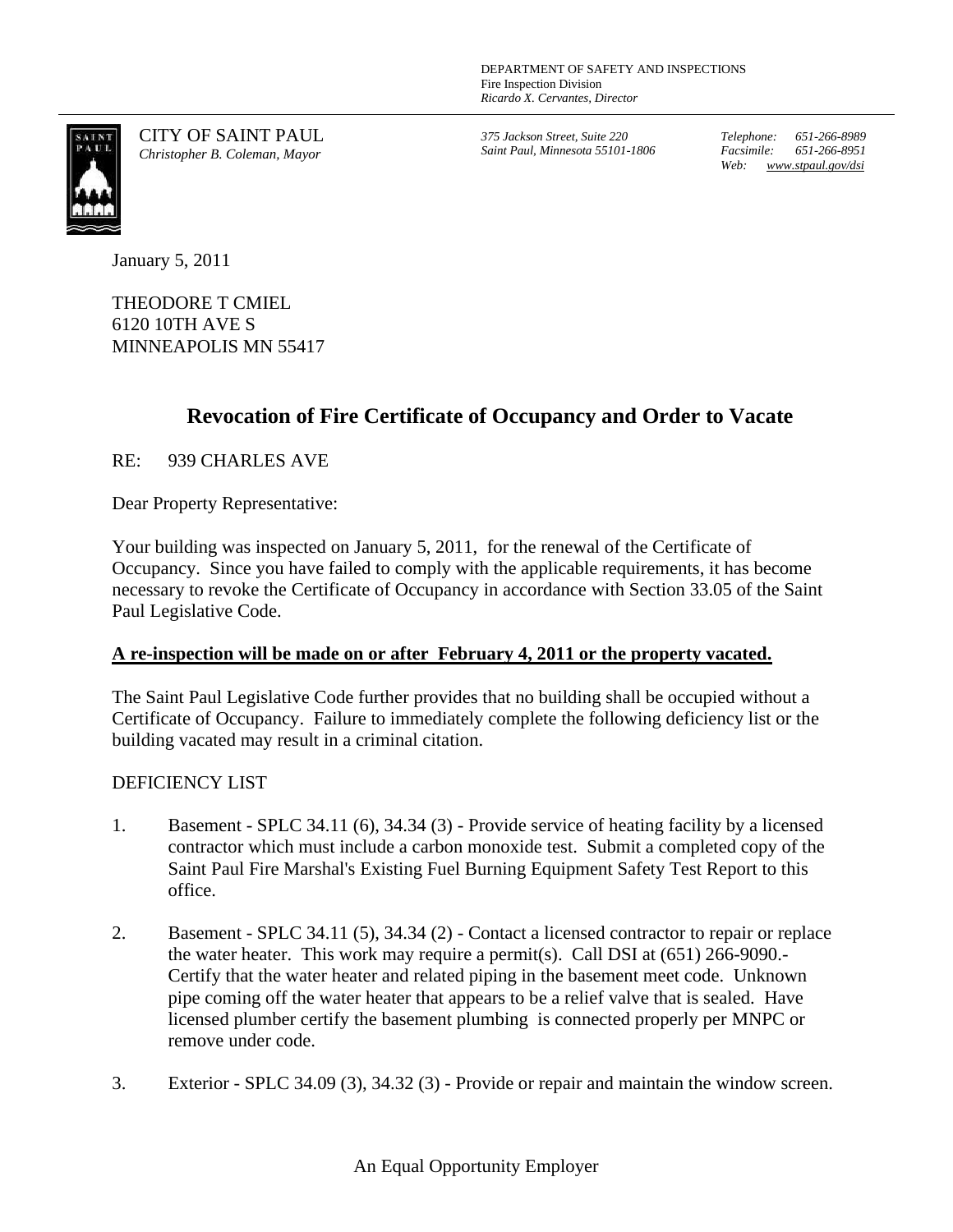DEPARTMENT OF SAFETY AND INSPECTIONS
Fire Inspection Division
*Ricardo X. Cervantes, Director*

CITY OF SAINT PAUL
*Christopher B. Coleman, Mayor*

*375 Jackson Street, Suite 220*
*Saint Paul, Minnesota 55101-1806*

*Telephone: 651-266-8989*
*Facsimile: 651-266-8951*
*Web: www.stpaul.gov/dsi*

January 5, 2011

THEODORE T CMIEL
6120 10TH AVE S
MINNEAPOLIS MN 55417

## Revocation of Fire Certificate of Occupancy and Order to Vacate

RE: 939 CHARLES AVE

Dear Property Representative:

Your building was inspected on January 5, 2011, for the renewal of the Certificate of Occupancy. Since you have failed to comply with the applicable requirements, it has become necessary to revoke the Certificate of Occupancy in accordance with Section 33.05 of the Saint Paul Legislative Code.

**A re-inspection will be made on or after February 4, 2011 or the property vacated.**

The Saint Paul Legislative Code further provides that no building shall be occupied without a Certificate of Occupancy. Failure to immediately complete the following deficiency list or the building vacated may result in a criminal citation.

DEFICIENCY LIST

1. Basement - SPLC 34.11 (6), 34.34 (3) - Provide service of heating facility by a licensed contractor which must include a carbon monoxide test. Submit a completed copy of the Saint Paul Fire Marshal's Existing Fuel Burning Equipment Safety Test Report to this office.

2. Basement - SPLC 34.11 (5), 34.34 (2) - Contact a licensed contractor to repair or replace the water heater. This work may require a permit(s). Call DSI at (651) 266-9090.-Certify that the water heater and related piping in the basement meet code. Unknown pipe coming off the water heater that appears to be a relief valve that is sealed. Have licensed plumber certify the basement plumbing is connected properly per MNPC or remove under code.

3. Exterior - SPLC 34.09 (3), 34.32 (3) - Provide or repair and maintain the window screen.

An Equal Opportunity Employer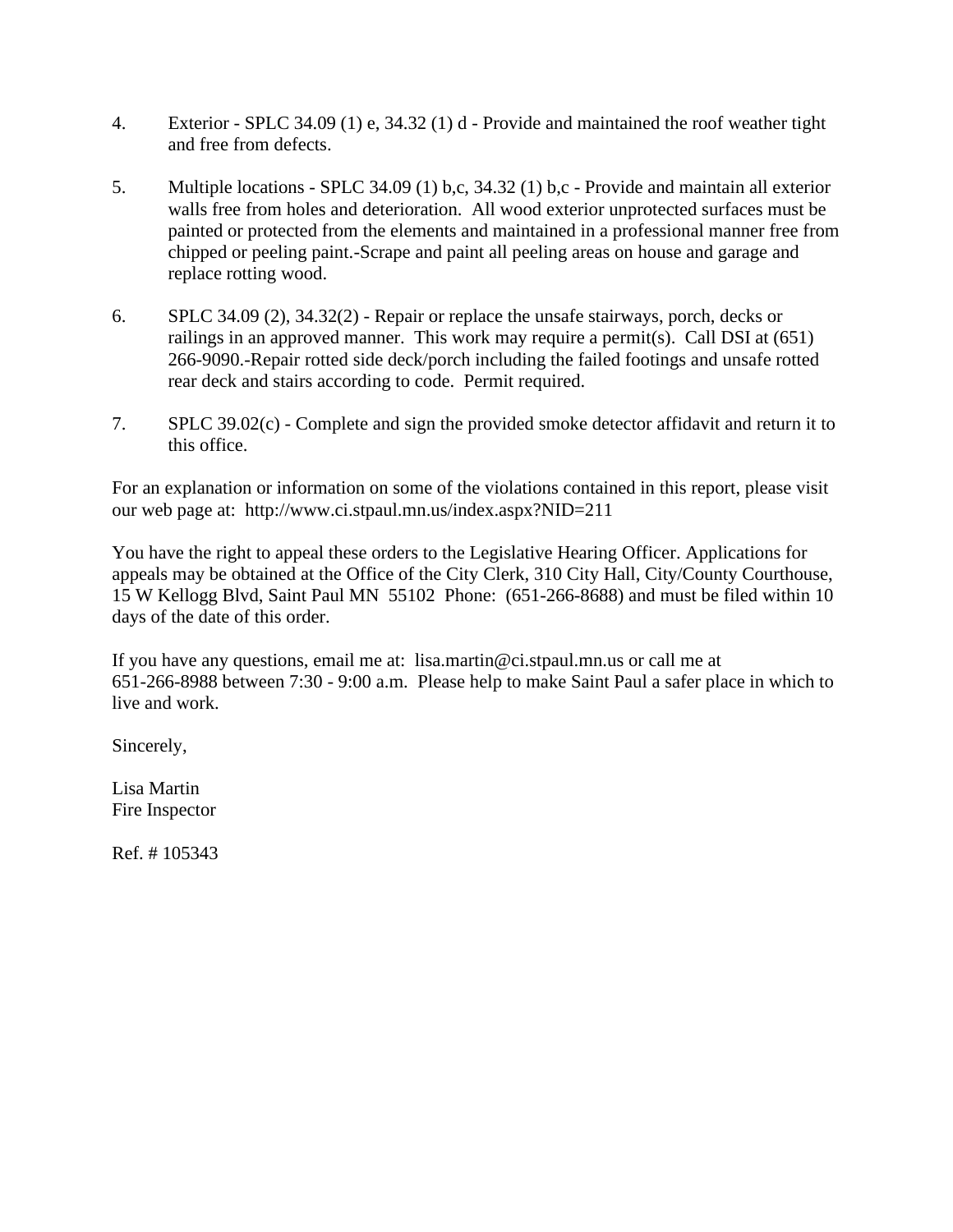4. Exterior - SPLC 34.09 (1) e, 34.32 (1) d - Provide and maintained the roof weather tight and free from defects.

5. Multiple locations - SPLC 34.09 (1) b,c, 34.32 (1) b,c - Provide and maintain all exterior walls free from holes and deterioration. All wood exterior unprotected surfaces must be painted or protected from the elements and maintained in a professional manner free from chipped or peeling paint.-Scrape and paint all peeling areas on house and garage and replace rotting wood.

6. SPLC 34.09 (2), 34.32(2) - Repair or replace the unsafe stairways, porch, decks or railings in an approved manner. This work may require a permit(s). Call DSI at (651) 266-9090.-Repair rotted side deck/porch including the failed footings and unsafe rotted rear deck and stairs according to code. Permit required.

7. SPLC 39.02(c) - Complete and sign the provided smoke detector affidavit and return it to this office.

For an explanation or information on some of the violations contained in this report, please visit our web page at: http://www.ci.stpaul.mn.us/index.aspx?NID=211

You have the right to appeal these orders to the Legislative Hearing Officer. Applications for appeals may be obtained at the Office of the City Clerk, 310 City Hall, City/County Courthouse, 15 W Kellogg Blvd, Saint Paul MN 55102 Phone: (651-266-8688) and must be filed within 10 days of the date of this order.

If you have any questions, email me at: lisa.martin@ci.stpaul.mn.us or call me at 651-266-8988 between 7:30 - 9:00 a.m. Please help to make Saint Paul a safer place in which to live and work.

Sincerely,

Lisa Martin
Fire Inspector

Ref. # 105343